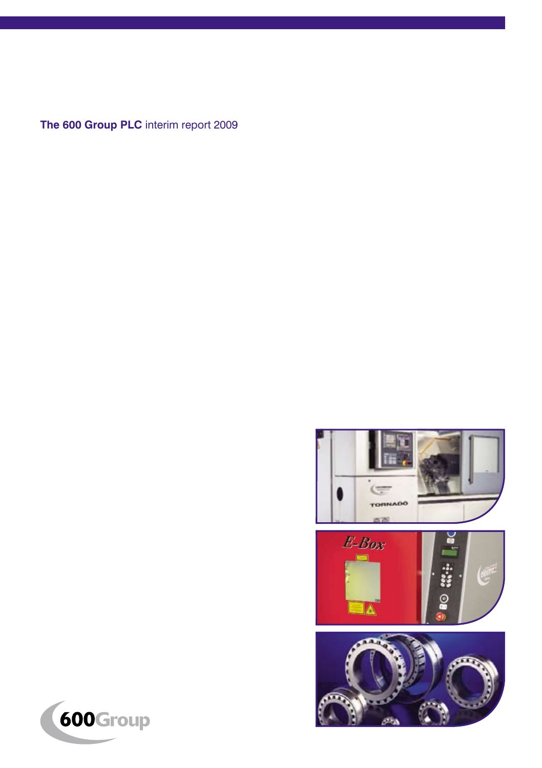**The 600 Group PLC** interim report 2009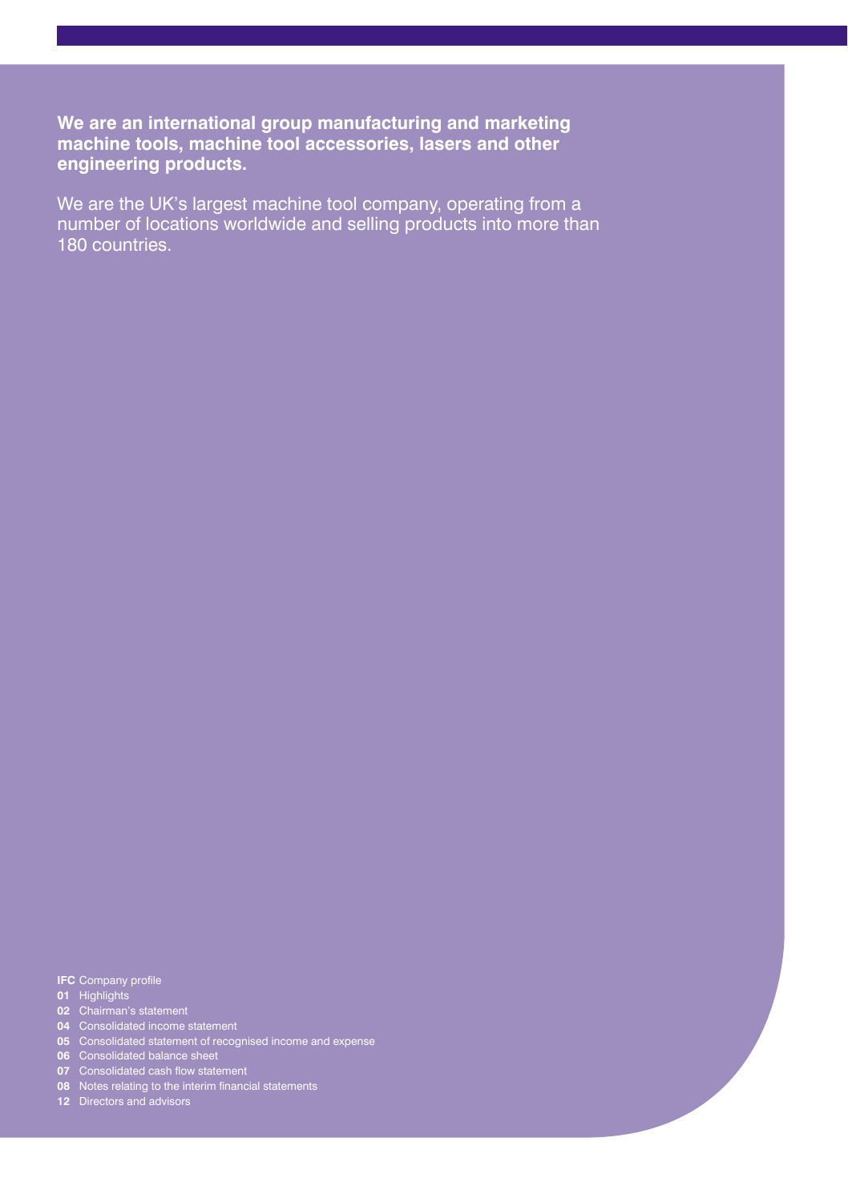**We are an international group manufacturing and marketing machine tools, machine tool accessories, lasers and other engineering products.**

We are the UK's largest machine tool company, operating from a number of locations worldwide and selling products into more than 180 countries.

**IFC** Company profile
**01** Highlights
**02** Chairman's statement
**04** Consolidated income statement
**05** Consolidated statement of recognised income and expense
**06** Consolidated balance sheet
**07** Consolidated cash flow statement
**08** Notes relating to the interim financial statements
**12** Directors and advisors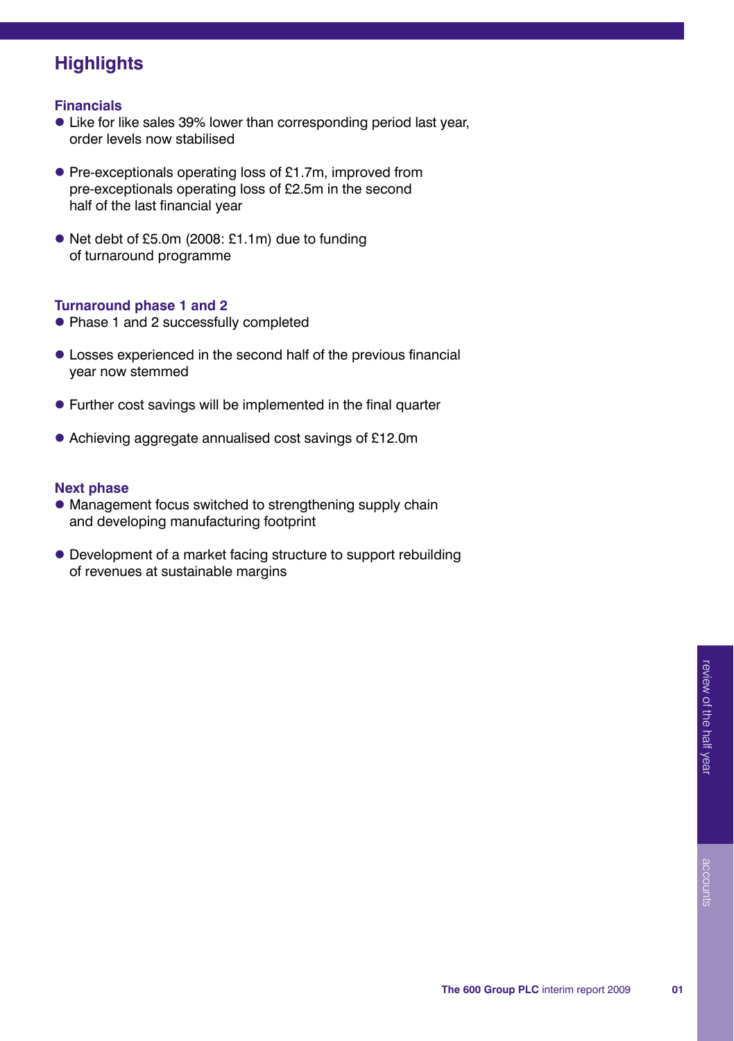# Highlights

## Financials

- Like for like sales 39% lower than corresponding period last year, order levels now stabilised
- Pre-exceptionals operating loss of £1.7m, improved from pre-exceptionals operating loss of £2.5m in the second half of the last financial year
- Net debt of £5.0m (2008: £1.1m) due to funding of turnaround programme

## Turnaround phase 1 and 2

- Phase 1 and 2 successfully completed
- Losses experienced in the second half of the previous financial year now stemmed
- Further cost savings will be implemented in the final quarter
- Achieving aggregate annualised cost savings of £12.0m

## Next phase

- Management focus switched to strengthening supply chain and developing manufacturing footprint
- Development of a market facing structure to support rebuilding of revenues at sustainable margins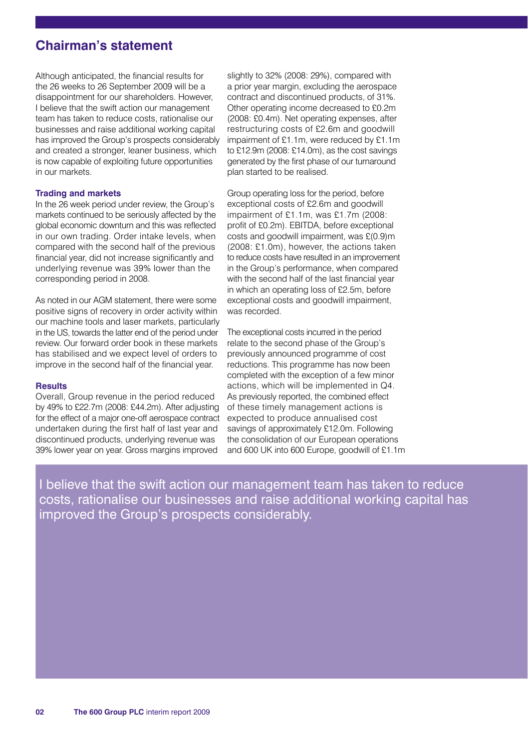## Chairman's statement

Although anticipated, the financial results for the 26 weeks to 26 September 2009 will be a disappointment for our shareholders. However, I believe that the swift action our management team has taken to reduce costs, rationalise our businesses and raise additional working capital has improved the Group's prospects considerably and created a stronger, leaner business, which is now capable of exploiting future opportunities in our markets.

### Trading and markets

In the 26 week period under review, the Group's markets continued to be seriously affected by the global economic downturn and this was reflected in our own trading. Order intake levels, when compared with the second half of the previous financial year, did not increase significantly and underlying revenue was 39% lower than the corresponding period in 2008.

As noted in our AGM statement, there were some positive signs of recovery in order activity within our machine tools and laser markets, particularly in the US, towards the latter end of the period under review. Our forward order book in these markets has stabilised and we expect level of orders to improve in the second half of the financial year.

### Results

Overall, Group revenue in the period reduced by 49% to £22.7m (2008: £44.2m). After adjusting for the effect of a major one-off aerospace contract undertaken during the first half of last year and discontinued products, underlying revenue was 39% lower year on year. Gross margins improved slightly to 32% (2008: 29%), compared with a prior year margin, excluding the aerospace contract and discontinued products, of 31%. Other operating income decreased to £0.2m (2008: £0.4m). Net operating expenses, after restructuring costs of £2.6m and goodwill impairment of £1.1m, were reduced by £1.1m to £12.9m (2008: £14.0m), as the cost savings generated by the first phase of our turnaround plan started to be realised.

Group operating loss for the period, before exceptional costs of £2.6m and goodwill impairment of £1.1m, was £1.7m (2008: profit of £0.2m). EBITDA, before exceptional costs and goodwill impairment, was £(0.9)m (2008: £1.0m), however, the actions taken to reduce costs have resulted in an improvement in the Group's performance, when compared with the second half of the last financial year in which an operating loss of £2.5m, before exceptional costs and goodwill impairment, was recorded.

The exceptional costs incurred in the period relate to the second phase of the Group's previously announced programme of cost reductions. This programme has now been completed with the exception of a few minor actions, which will be implemented in Q4. As previously reported, the combined effect of these timely management actions is expected to produce annualised cost savings of approximately £12.0m. Following the consolidation of our European operations and 600 UK into 600 Europe, goodwill of £1.1m

I believe that the swift action our management team has taken to reduce costs, rationalise our businesses and raise additional working capital has improved the Group's prospects considerably.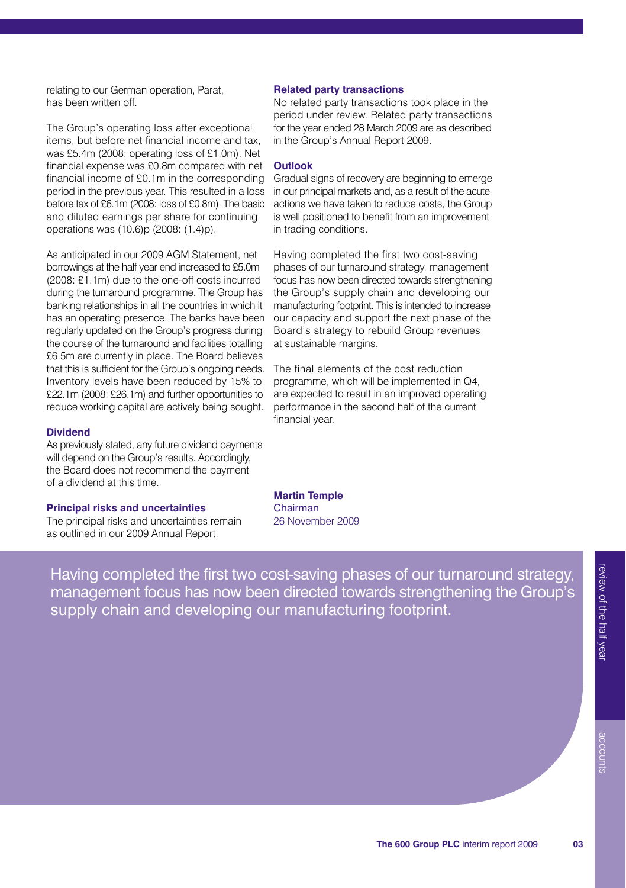relating to our German operation, Parat, has been written off.

The Group's operating loss after exceptional items, but before net financial income and tax, was £5.4m (2008: operating loss of £1.0m). Net financial expense was £0.8m compared with net financial income of £0.1m in the corresponding period in the previous year. This resulted in a loss before tax of £6.1m (2008: loss of £0.8m). The basic and diluted earnings per share for continuing operations was (10.6)p (2008: (1.4)p).

As anticipated in our 2009 AGM Statement, net borrowings at the half year end increased to £5.0m (2008: £1.1m) due to the one-off costs incurred during the turnaround programme. The Group has banking relationships in all the countries in which it has an operating presence. The banks have been regularly updated on the Group's progress during the course of the turnaround and facilities totalling £6.5m are currently in place. The Board believes that this is sufficient for the Group's ongoing needs. Inventory levels have been reduced by 15% to £22.1m (2008: £26.1m) and further opportunities to reduce working capital are actively being sought.

### Dividend

As previously stated, any future dividend payments will depend on the Group's results. Accordingly, the Board does not recommend the payment of a dividend at this time.

### Principal risks and uncertainties

The principal risks and uncertainties remain as outlined in our 2009 Annual Report.

### Related party transactions

No related party transactions took place in the period under review. Related party transactions for the year ended 28 March 2009 are as described in the Group's Annual Report 2009.

### Outlook

Gradual signs of recovery are beginning to emerge in our principal markets and, as a result of the acute actions we have taken to reduce costs, the Group is well positioned to benefit from an improvement in trading conditions.

Having completed the first two cost-saving phases of our turnaround strategy, management focus has now been directed towards strengthening the Group's supply chain and developing our manufacturing footprint. This is intended to increase our capacity and support the next phase of the Board's strategy to rebuild Group revenues at sustainable margins.

The final elements of the cost reduction programme, which will be implemented in Q4, are expected to result in an improved operating performance in the second half of the current financial year.

**Martin Temple**
Chairman
26 November 2009

Having completed the first two cost-saving phases of our turnaround strategy, management focus has now been directed towards strengthening the Group's supply chain and developing our manufacturing footprint.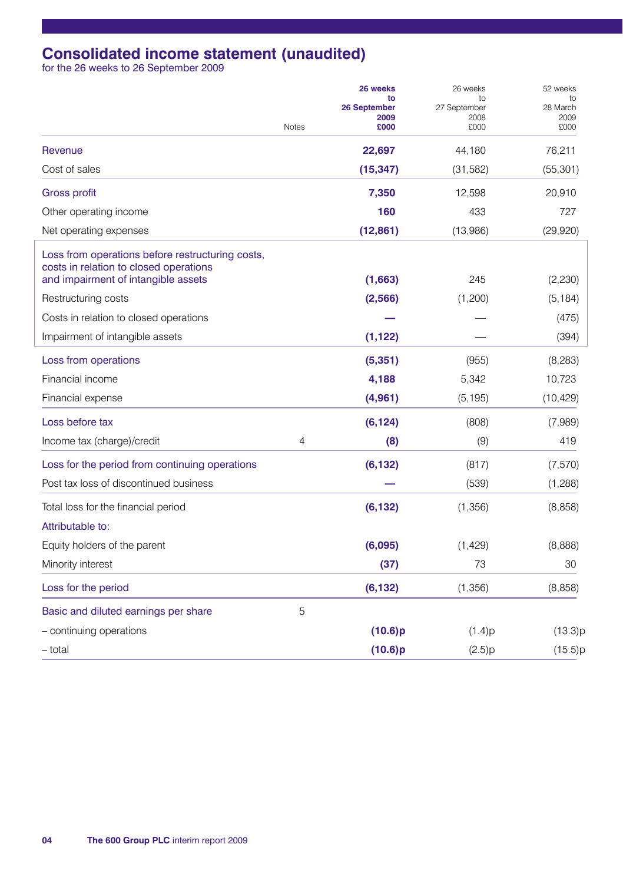# Consolidated income statement (unaudited)

for the 26 weeks to 26 September 2009

| | Notes | **26 weeks to 26 September 2009 £000** | 26 weeks to 27 September 2008 £000 | 52 weeks to 28 March 2009 £000 |
|---|---|---|---|---|
| Revenue | | **22,697** | 44,180 | 76,211 |
| Cost of sales | | **(15,347)** | (31,582) | (55,301) |
| Gross profit | | **7,350** | 12,598 | 20,910 |
| Other operating income | | **160** | 433 | 727 |
| Net operating expenses | | **(12,861)** | (13,986) | (29,920) |
| Loss from operations before restructuring costs, costs in relation to closed operations and impairment of intangible assets | | **(1,663)** | 245 | (2,230) |
| Restructuring costs | | **(2,566)** | (1,200) | (5,184) |
| Costs in relation to closed operations | | **—** | — | (475) |
| Impairment of intangible assets | | **(1,122)** | — | (394) |
| Loss from operations | | **(5,351)** | (955) | (8,283) |
| Financial income | | **4,188** | 5,342 | 10,723 |
| Financial expense | | **(4,961)** | (5,195) | (10,429) |
| Loss before tax | | **(6,124)** | (808) | (7,989) |
| Income tax (charge)/credit | 4 | **(8)** | (9) | 419 |
| Loss for the period from continuing operations | | **(6,132)** | (817) | (7,570) |
| Post tax loss of discontinued business | | **—** | (539) | (1,288) |
| Total loss for the financial period | | **(6,132)** | (1,356) | (8,858) |
| Attributable to: | | | | |
| Equity holders of the parent | | **(6,095)** | (1,429) | (8,888) |
| Minority interest | | **(37)** | 73 | 30 |
| Loss for the period | | **(6,132)** | (1,356) | (8,858) |
| Basic and diluted earnings per share | 5 | | | |
| – continuing operations | | **(10.6)p** | (1.4)p | (13.3)p |
| – total | | **(10.6)p** | (2.5)p | (15.5)p |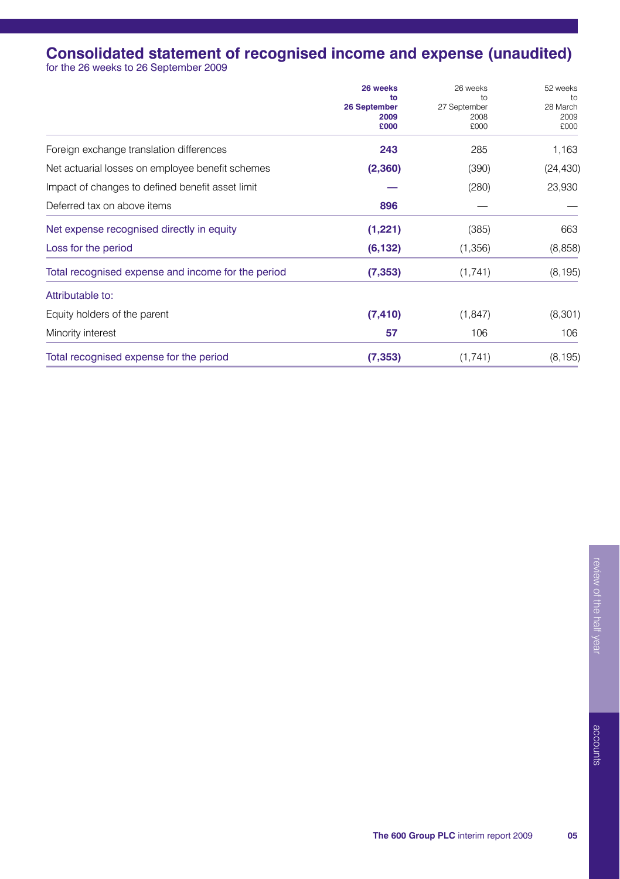# Consolidated statement of recognised income and expense (unaudited)

for the 26 weeks to 26 September 2009

| | **26 weeks to 26 September 2009 £000** | 26 weeks to 27 September 2008 £000 | 52 weeks to 28 March 2009 £000 |
|---|---|---|---|
| Foreign exchange translation differences | **243** | 285 | 1,163 |
| Net actuarial losses on employee benefit schemes | **(2,360)** | (390) | (24,430) |
| Impact of changes to defined benefit asset limit | **—** | (280) | 23,930 |
| Deferred tax on above items | **896** | — | — |
| Net expense recognised directly in equity | **(1,221)** | (385) | 663 |
| Loss for the period | **(6,132)** | (1,356) | (8,858) |
| Total recognised expense and income for the period | **(7,353)** | (1,741) | (8,195) |
| Attributable to: | | | |
| Equity holders of the parent | **(7,410)** | (1,847) | (8,301) |
| Minority interest | **57** | 106 | 106 |
| Total recognised expense for the period | **(7,353)** | (1,741) | (8,195) |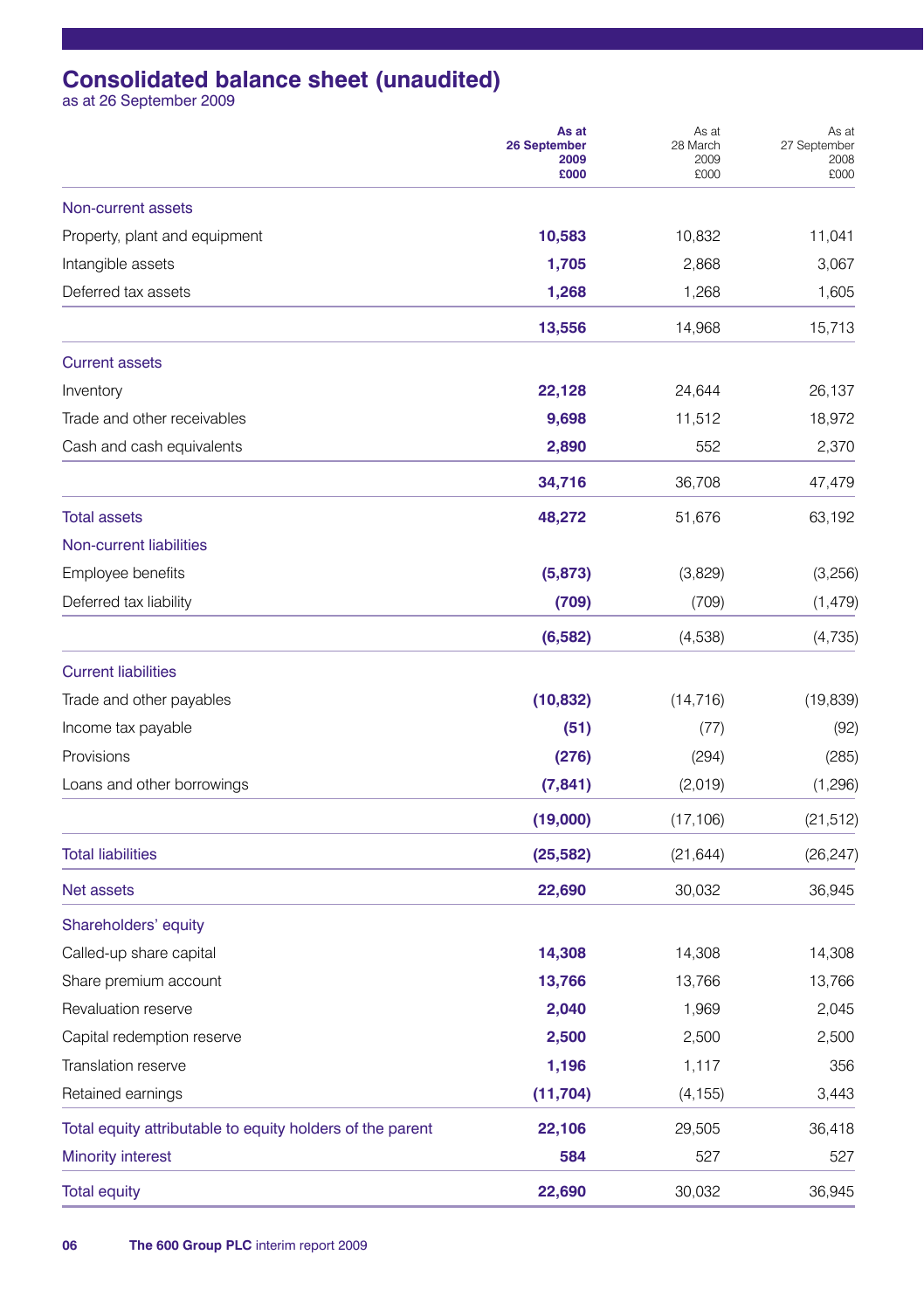# Consolidated balance sheet (unaudited)

as at 26 September 2009

| | **As at 26 September 2009 £000** | As at 28 March 2009 £000 | As at 27 September 2008 £000 |
|---|---|---|---|
| **Non-current assets** | | | |
| Property, plant and equipment | **10,583** | 10,832 | 11,041 |
| Intangible assets | **1,705** | 2,868 | 3,067 |
| Deferred tax assets | **1,268** | 1,268 | 1,605 |
| | **13,556** | 14,968 | 15,713 |
| **Current assets** | | | |
| Inventory | **22,128** | 24,644 | 26,137 |
| Trade and other receivables | **9,698** | 11,512 | 18,972 |
| Cash and cash equivalents | **2,890** | 552 | 2,370 |
| | **34,716** | 36,708 | 47,479 |
| **Total assets** | **48,272** | 51,676 | 63,192 |
| **Non-current liabilities** | | | |
| Employee benefits | **(5,873)** | (3,829) | (3,256) |
| Deferred tax liability | **(709)** | (709) | (1,479) |
| | **(6,582)** | (4,538) | (4,735) |
| **Current liabilities** | | | |
| Trade and other payables | **(10,832)** | (14,716) | (19,839) |
| Income tax payable | **(51)** | (77) | (92) |
| Provisions | **(276)** | (294) | (285) |
| Loans and other borrowings | **(7,841)** | (2,019) | (1,296) |
| | **(19,000)** | (17,106) | (21,512) |
| **Total liabilities** | **(25,582)** | (21,644) | (26,247) |
| **Net assets** | **22,690** | 30,032 | 36,945 |
| **Shareholders' equity** | | | |
| Called-up share capital | **14,308** | 14,308 | 14,308 |
| Share premium account | **13,766** | 13,766 | 13,766 |
| Revaluation reserve | **2,040** | 1,969 | 2,045 |
| Capital redemption reserve | **2,500** | 2,500 | 2,500 |
| Translation reserve | **1,196** | 1,117 | 356 |
| Retained earnings | **(11,704)** | (4,155) | 3,443 |
| **Total equity attributable to equity holders of the parent** | **22,106** | 29,505 | 36,418 |
| **Minority interest** | **584** | 527 | 527 |
| **Total equity** | **22,690** | 30,032 | 36,945 |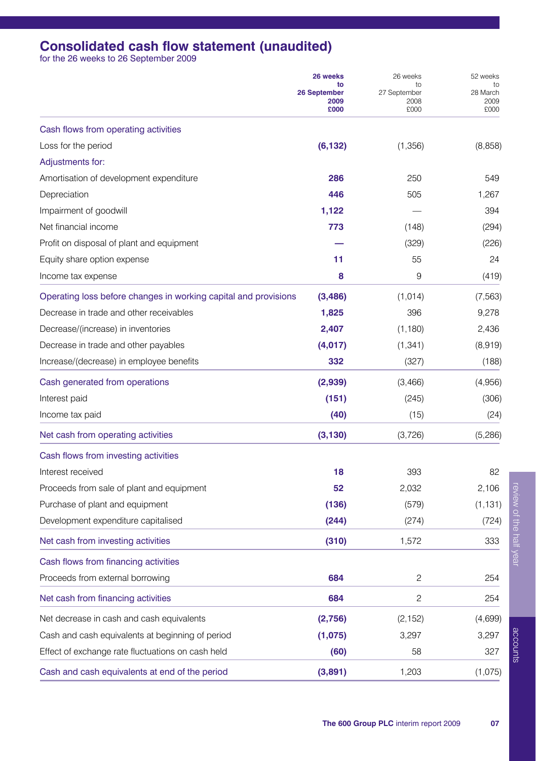# Consolidated cash flow statement (unaudited)

for the 26 weeks to 26 September 2009

| | **26 weeks to 26 September 2009 £000** | 26 weeks to 27 September 2008 £000 | 52 weeks to 28 March 2009 £000 |
|---|---|---|---|
| Cash flows from operating activities | | | |
| Loss for the period | **(6,132)** | (1,356) | (8,858) |
| Adjustments for: | | | |
| Amortisation of development expenditure | **286** | 250 | 549 |
| Depreciation | **446** | 505 | 1,267 |
| Impairment of goodwill | **1,122** | — | 394 |
| Net financial income | **773** | (148) | (294) |
| Profit on disposal of plant and equipment | **—** | (329) | (226) |
| Equity share option expense | **11** | 55 | 24 |
| Income tax expense | **8** | 9 | (419) |
| Operating loss before changes in working capital and provisions | **(3,486)** | (1,014) | (7,563) |
| Decrease in trade and other receivables | **1,825** | 396 | 9,278 |
| Decrease/(increase) in inventories | **2,407** | (1,180) | 2,436 |
| Decrease in trade and other payables | **(4,017)** | (1,341) | (8,919) |
| Increase/(decrease) in employee benefits | **332** | (327) | (188) |
| Cash generated from operations | **(2,939)** | (3,466) | (4,956) |
| Interest paid | **(151)** | (245) | (306) |
| Income tax paid | **(40)** | (15) | (24) |
| Net cash from operating activities | **(3,130)** | (3,726) | (5,286) |
| Cash flows from investing activities | | | |
| Interest received | **18** | 393 | 82 |
| Proceeds from sale of plant and equipment | **52** | 2,032 | 2,106 |
| Purchase of plant and equipment | **(136)** | (579) | (1,131) |
| Development expenditure capitalised | **(244)** | (274) | (724) |
| Net cash from investing activities | **(310)** | 1,572 | 333 |
| Cash flows from financing activities | | | |
| Proceeds from external borrowing | **684** | 2 | 254 |
| Net cash from financing activities | **684** | 2 | 254 |
| Net decrease in cash and cash equivalents | **(2,756)** | (2,152) | (4,699) |
| Cash and cash equivalents at beginning of period | **(1,075)** | 3,297 | 3,297 |
| Effect of exchange rate fluctuations on cash held | **(60)** | 58 | 327 |
| Cash and cash equivalents at end of the period | **(3,891)** | 1,203 | (1,075) |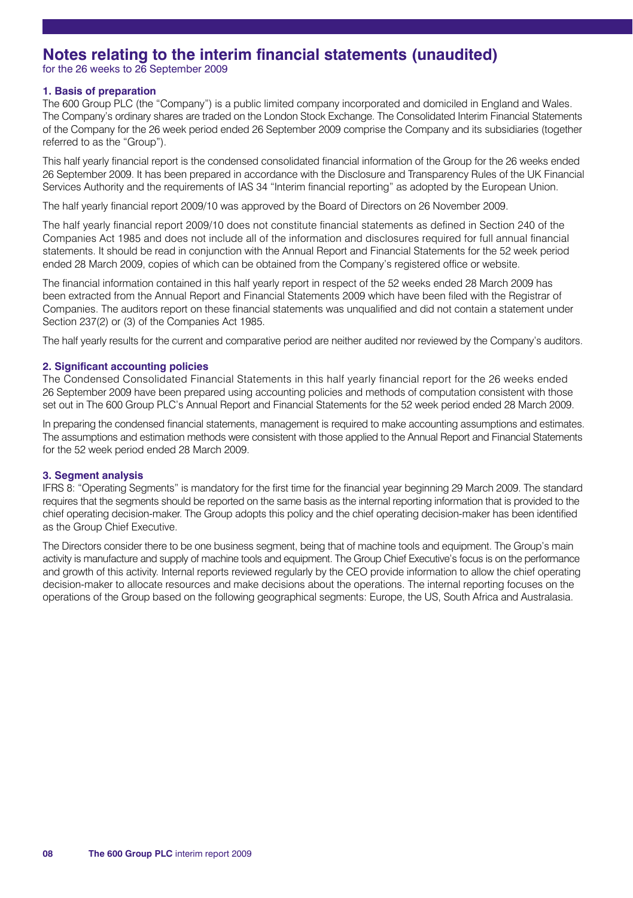# Notes relating to the interim financial statements (unaudited)

for the 26 weeks to 26 September 2009

## 1. Basis of preparation

The 600 Group PLC (the "Company") is a public limited company incorporated and domiciled in England and Wales. The Company's ordinary shares are traded on the London Stock Exchange. The Consolidated Interim Financial Statements of the Company for the 26 week period ended 26 September 2009 comprise the Company and its subsidiaries (together referred to as the "Group").

This half yearly financial report is the condensed consolidated financial information of the Group for the 26 weeks ended 26 September 2009. It has been prepared in accordance with the Disclosure and Transparency Rules of the UK Financial Services Authority and the requirements of IAS 34 "Interim financial reporting" as adopted by the European Union.

The half yearly financial report 2009/10 was approved by the Board of Directors on 26 November 2009.

The half yearly financial report 2009/10 does not constitute financial statements as defined in Section 240 of the Companies Act 1985 and does not include all of the information and disclosures required for full annual financial statements. It should be read in conjunction with the Annual Report and Financial Statements for the 52 week period ended 28 March 2009, copies of which can be obtained from the Company's registered office or website.

The financial information contained in this half yearly report in respect of the 52 weeks ended 28 March 2009 has been extracted from the Annual Report and Financial Statements 2009 which have been filed with the Registrar of Companies. The auditors report on these financial statements was unqualified and did not contain a statement under Section 237(2) or (3) of the Companies Act 1985.

The half yearly results for the current and comparative period are neither audited nor reviewed by the Company's auditors.

## 2. Significant accounting policies

The Condensed Consolidated Financial Statements in this half yearly financial report for the 26 weeks ended 26 September 2009 have been prepared using accounting policies and methods of computation consistent with those set out in The 600 Group PLC's Annual Report and Financial Statements for the 52 week period ended 28 March 2009.

In preparing the condensed financial statements, management is required to make accounting assumptions and estimates. The assumptions and estimation methods were consistent with those applied to the Annual Report and Financial Statements for the 52 week period ended 28 March 2009.

## 3. Segment analysis

IFRS 8: "Operating Segments" is mandatory for the first time for the financial year beginning 29 March 2009. The standard requires that the segments should be reported on the same basis as the internal reporting information that is provided to the chief operating decision-maker. The Group adopts this policy and the chief operating decision-maker has been identified as the Group Chief Executive.

The Directors consider there to be one business segment, being that of machine tools and equipment. The Group's main activity is manufacture and supply of machine tools and equipment. The Group Chief Executive's focus is on the performance and growth of this activity. Internal reports reviewed regularly by the CEO provide information to allow the chief operating decision-maker to allocate resources and make decisions about the operations. The internal reporting focuses on the operations of the Group based on the following geographical segments: Europe, the US, South Africa and Australasia.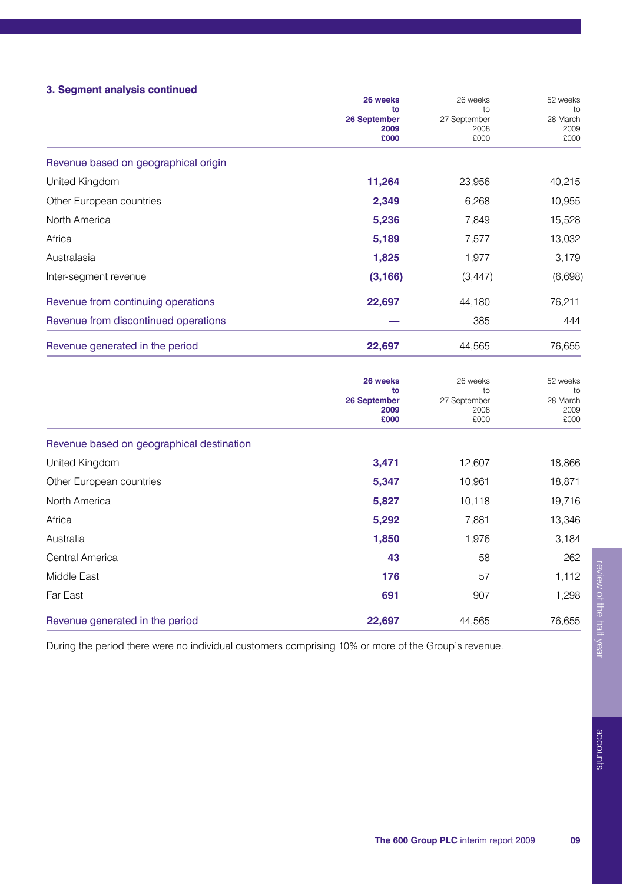### 3. Segment analysis continued

| | **26 weeks to 26 September 2009 £000** | 26 weeks to 27 September 2008 £000 | 52 weeks to 28 March 2009 £000 |
|---|---|---|---|
| Revenue based on geographical origin | | | |
| United Kingdom | **11,264** | 23,956 | 40,215 |
| Other European countries | **2,349** | 6,268 | 10,955 |
| North America | **5,236** | 7,849 | 15,528 |
| Africa | **5,189** | 7,577 | 13,032 |
| Australasia | **1,825** | 1,977 | 3,179 |
| Inter-segment revenue | **(3,166)** | (3,447) | (6,698) |
| Revenue from continuing operations | **22,697** | 44,180 | 76,211 |
| Revenue from discontinued operations | **—** | 385 | 444 |
| Revenue generated in the period | **22,697** | 44,565 | 76,655 |

| | **26 weeks to 26 September 2009 £000** | 26 weeks to 27 September 2008 £000 | 52 weeks to 28 March 2009 £000 |
|---|---|---|---|
| Revenue based on geographical destination | | | |
| United Kingdom | **3,471** | 12,607 | 18,866 |
| Other European countries | **5,347** | 10,961 | 18,871 |
| North America | **5,827** | 10,118 | 19,716 |
| Africa | **5,292** | 7,881 | 13,346 |
| Australia | **1,850** | 1,976 | 3,184 |
| Central America | **43** | 58 | 262 |
| Middle East | **176** | 57 | 1,112 |
| Far East | **691** | 907 | 1,298 |
| Revenue generated in the period | **22,697** | 44,565 | 76,655 |

During the period there were no individual customers comprising 10% or more of the Group's revenue.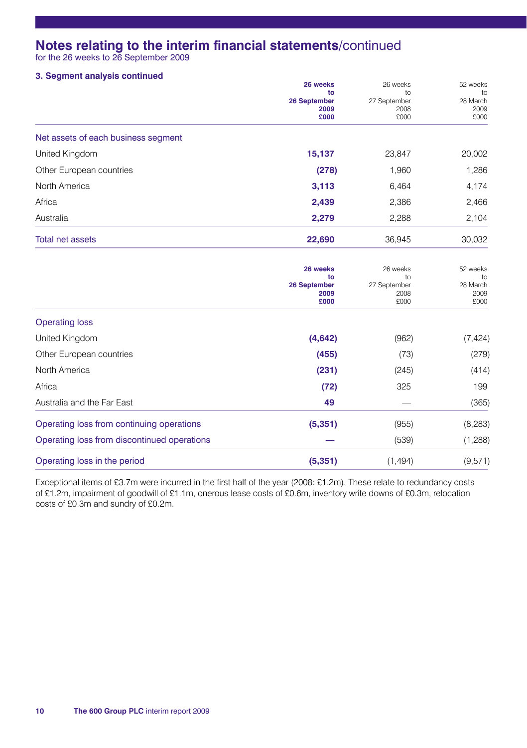# Notes relating to the interim financial statements/continued

for the 26 weeks to 26 September 2009

### 3. Segment analysis continued

| | **26 weeks to 26 September 2009 £000** | 26 weeks to 27 September 2008 £000 | 52 weeks to 28 March 2009 £000 |
|---|---|---|---|
| Net assets of each business segment | | | |
| United Kingdom | **15,137** | 23,847 | 20,002 |
| Other European countries | **(278)** | 1,960 | 1,286 |
| North America | **3,113** | 6,464 | 4,174 |
| Africa | **2,439** | 2,386 | 2,466 |
| Australia | **2,279** | 2,288 | 2,104 |
| Total net assets | **22,690** | 36,945 | 30,032 |

| | **26 weeks to 26 September 2009 £000** | 26 weeks to 27 September 2008 £000 | 52 weeks to 28 March 2009 £000 |
|---|---|---|---|
| Operating loss | | | |
| United Kingdom | **(4,642)** | (962) | (7,424) |
| Other European countries | **(455)** | (73) | (279) |
| North America | **(231)** | (245) | (414) |
| Africa | **(72)** | 325 | 199 |
| Australia and the Far East | **49** | — | (365) |
| Operating loss from continuing operations | **(5,351)** | (955) | (8,283) |
| Operating loss from discontinued operations | **—** | (539) | (1,288) |
| Operating loss in the period | **(5,351)** | (1,494) | (9,571) |

Exceptional items of £3.7m were incurred in the first half of the year (2008: £1.2m). These relate to redundancy costs of £1.2m, impairment of goodwill of £1.1m, onerous lease costs of £0.6m, inventory write downs of £0.3m, relocation costs of £0.3m and sundry of £0.2m.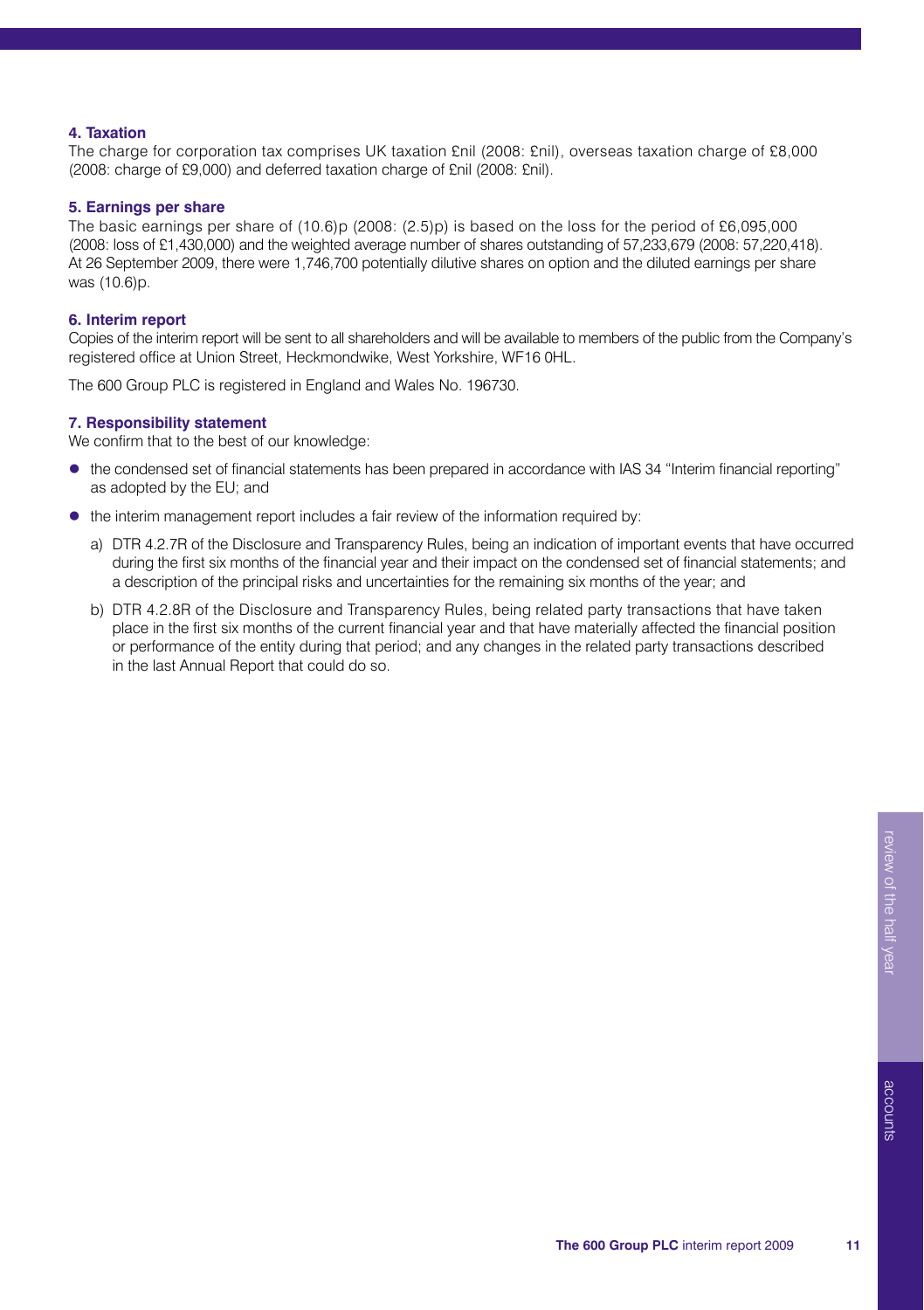### 4. Taxation

The charge for corporation tax comprises UK taxation £nil (2008: £nil), overseas taxation charge of £8,000 (2008: charge of £9,000) and deferred taxation charge of £nil (2008: £nil).

### 5. Earnings per share

The basic earnings per share of (10.6)p (2008: (2.5)p) is based on the loss for the period of £6,095,000 (2008: loss of £1,430,000) and the weighted average number of shares outstanding of 57,233,679 (2008: 57,220,418). At 26 September 2009, there were 1,746,700 potentially dilutive shares on option and the diluted earnings per share was (10.6)p.

### 6. Interim report

Copies of the interim report will be sent to all shareholders and will be available to members of the public from the Company's registered office at Union Street, Heckmondwike, West Yorkshire, WF16 0HL.

The 600 Group PLC is registered in England and Wales No. 196730.

### 7. Responsibility statement

We confirm that to the best of our knowledge:

- the condensed set of financial statements has been prepared in accordance with IAS 34 "Interim financial reporting" as adopted by the EU; and
- the interim management report includes a fair review of the information required by:
  - a) DTR 4.2.7R of the Disclosure and Transparency Rules, being an indication of important events that have occurred during the first six months of the financial year and their impact on the condensed set of financial statements; and a description of the principal risks and uncertainties for the remaining six months of the year; and
  - b) DTR 4.2.8R of the Disclosure and Transparency Rules, being related party transactions that have taken place in the first six months of the current financial year and that have materially affected the financial position or performance of the entity during that period; and any changes in the related party transactions described in the last Annual Report that could do so.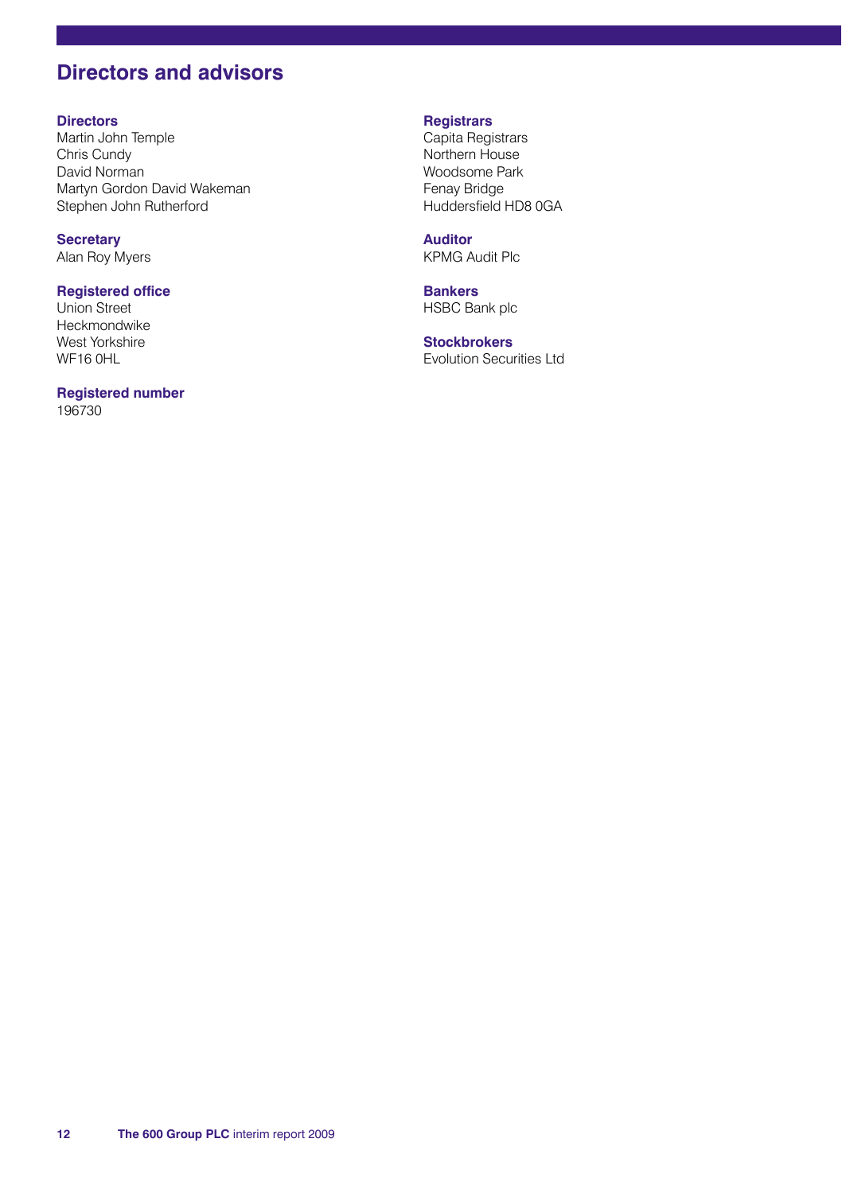# Directors and advisors

**Directors**
Martin John Temple
Chris Cundy
David Norman
Martyn Gordon David Wakeman
Stephen John Rutherford

**Secretary**
Alan Roy Myers

**Registered office**
Union Street
Heckmondwike
West Yorkshire
WF16 0HL

**Registered number**
196730

**Registrars**
Capita Registrars
Northern House
Woodsome Park
Fenay Bridge
Huddersfield HD8 0GA

**Auditor**
KPMG Audit Plc

**Bankers**
HSBC Bank plc

**Stockbrokers**
Evolution Securities Ltd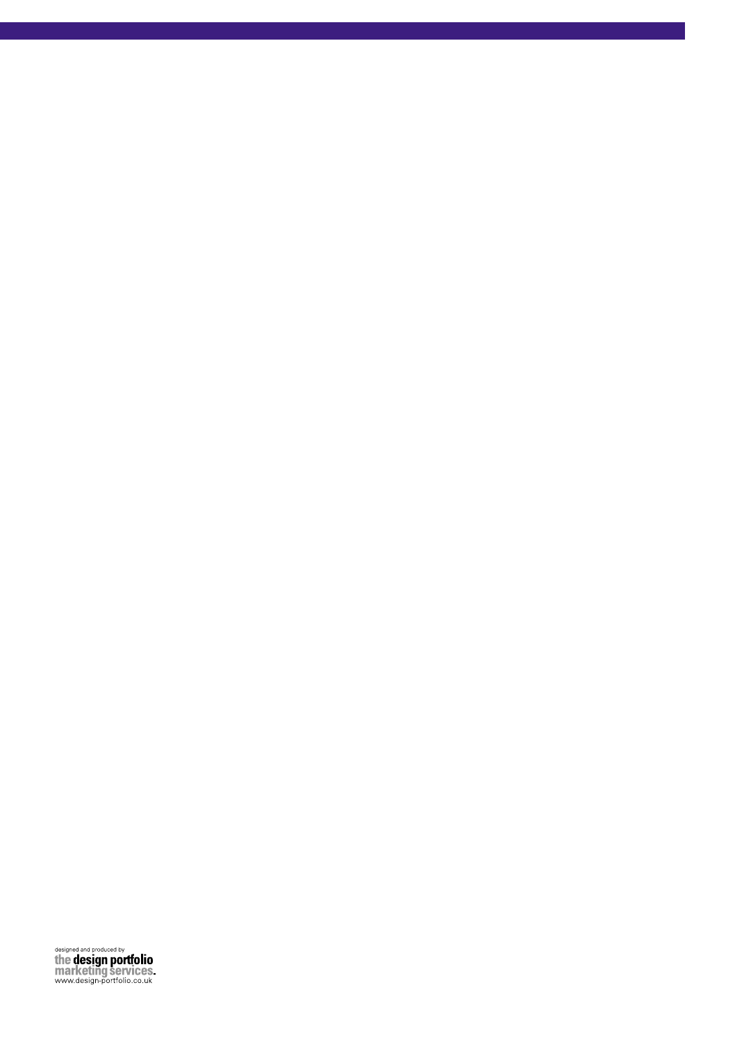designed and produced by
**the design portfolio**
**marketing services.**
www.design-portfolio.co.uk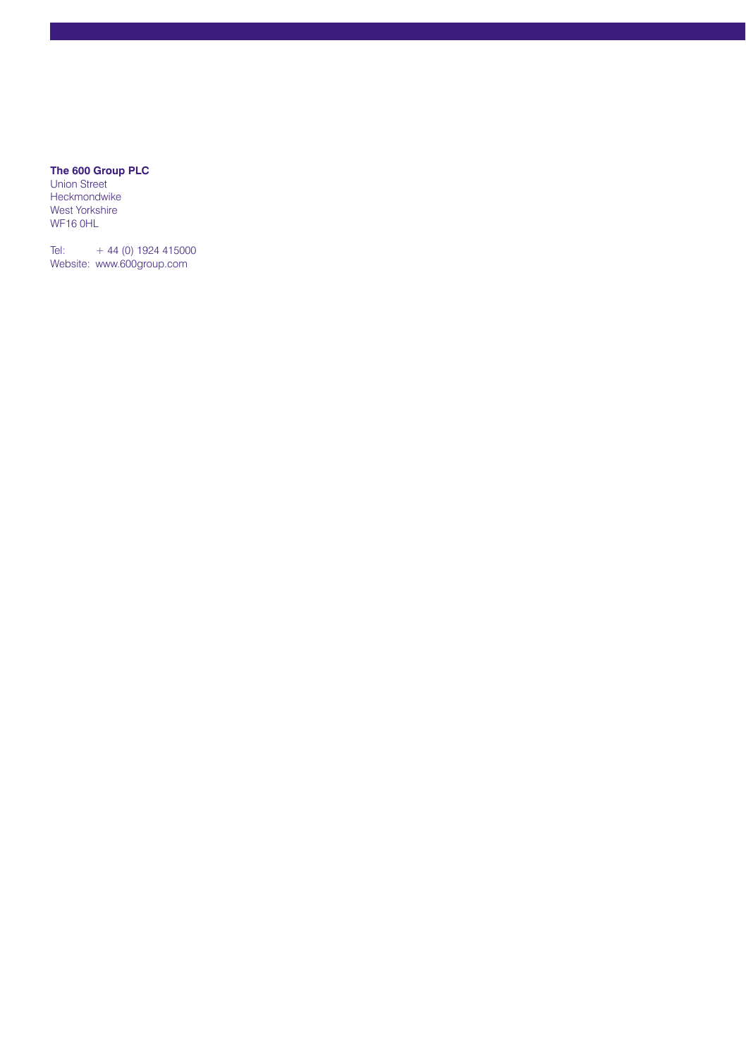**The 600 Group PLC**
Union Street
Heckmondwike
West Yorkshire
WF16 0HL

Tel: + 44 (0) 1924 415000
Website: www.600group.com